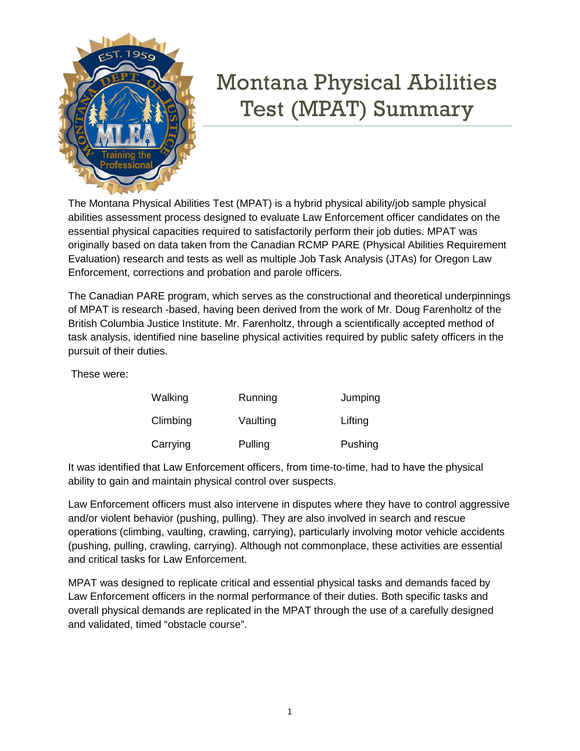# Montana Physical Abilities Test (MPAT) Summary

The Montana Physical Abilities Test (MPAT) is a hybrid physical ability/job sample physical abilities assessment process designed to evaluate Law Enforcement officer candidates on the essential physical capacities required to satisfactorily perform their job duties. MPAT was originally based on data taken from the Canadian RCMP PARE (Physical Abilities Requirement Evaluation) research and tests as well as multiple Job Task Analysis (JTAs) for Oregon Law Enforcement, corrections and probation and parole officers.

The Canadian PARE program, which serves as the constructional and theoretical underpinnings of MPAT is research -based, having been derived from the work of Mr. Doug Farenholtz of the British Columbia Justice Institute. Mr. Farenholtz, through a scientifically accepted method of task analysis, identified nine baseline physical activities required by public safety officers in the pursuit of their duties.

These were:

| | | |
|---|---|---|
| Walking | Running | Jumping |
| Climbing | Vaulting | Lifting |
| Carrying | Pulling | Pushing |

It was identified that Law Enforcement officers, from time-to-time, had to have the physical ability to gain and maintain physical control over suspects.

Law Enforcement officers must also intervene in disputes where they have to control aggressive and/or violent behavior (pushing, pulling). They are also involved in search and rescue operations (climbing, vaulting, crawling, carrying), particularly involving motor vehicle accidents (pushing, pulling, crawling, carrying). Although not commonplace, these activities are essential and critical tasks for Law Enforcement.

MPAT was designed to replicate critical and essential physical tasks and demands faced by Law Enforcement officers in the normal performance of their duties. Both specific tasks and overall physical demands are replicated in the MPAT through the use of a carefully designed and validated, timed "obstacle course".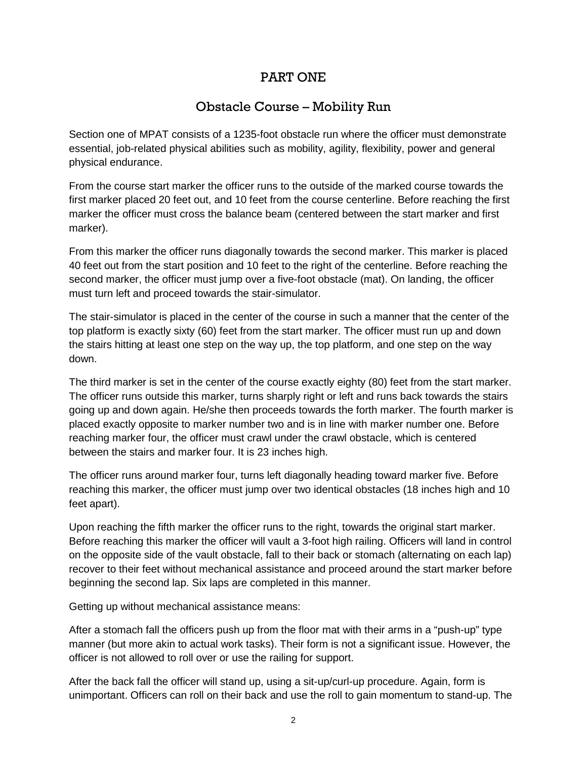# PART ONE

## Obstacle Course – Mobility Run

Section one of MPAT consists of a 1235-foot obstacle run where the officer must demonstrate essential, job-related physical abilities such as mobility, agility, flexibility, power and general physical endurance.

From the course start marker the officer runs to the outside of the marked course towards the first marker placed 20 feet out, and 10 feet from the course centerline. Before reaching the first marker the officer must cross the balance beam (centered between the start marker and first marker).

From this marker the officer runs diagonally towards the second marker. This marker is placed 40 feet out from the start position and 10 feet to the right of the centerline. Before reaching the second marker, the officer must jump over a five-foot obstacle (mat). On landing, the officer must turn left and proceed towards the stair-simulator.

The stair-simulator is placed in the center of the course in such a manner that the center of the top platform is exactly sixty (60) feet from the start marker. The officer must run up and down the stairs hitting at least one step on the way up, the top platform, and one step on the way down.

The third marker is set in the center of the course exactly eighty (80) feet from the start marker. The officer runs outside this marker, turns sharply right or left and runs back towards the stairs going up and down again. He/she then proceeds towards the forth marker. The fourth marker is placed exactly opposite to marker number two and is in line with marker number one. Before reaching marker four, the officer must crawl under the crawl obstacle, which is centered between the stairs and marker four. It is 23 inches high.

The officer runs around marker four, turns left diagonally heading toward marker five. Before reaching this marker, the officer must jump over two identical obstacles (18 inches high and 10 feet apart).

Upon reaching the fifth marker the officer runs to the right, towards the original start marker. Before reaching this marker the officer will vault a 3-foot high railing. Officers will land in control on the opposite side of the vault obstacle, fall to their back or stomach (alternating on each lap) recover to their feet without mechanical assistance and proceed around the start marker before beginning the second lap. Six laps are completed in this manner.

Getting up without mechanical assistance means:

After a stomach fall the officers push up from the floor mat with their arms in a "push-up" type manner (but more akin to actual work tasks). Their form is not a significant issue. However, the officer is not allowed to roll over or use the railing for support.

After the back fall the officer will stand up, using a sit-up/curl-up procedure. Again, form is unimportant. Officers can roll on their back and use the roll to gain momentum to stand-up. The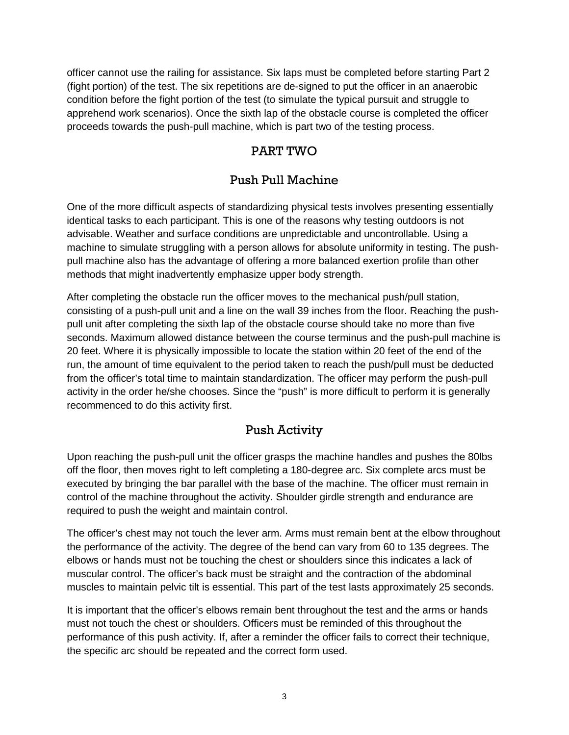officer cannot use the railing for assistance. Six laps must be completed before starting Part 2 (fight portion) of the test. The six repetitions are de-signed to put the officer in an anaerobic condition before the fight portion of the test (to simulate the typical pursuit and struggle to apprehend work scenarios). Once the sixth lap of the obstacle course is completed the officer proceeds towards the push-pull machine, which is part two of the testing process.

## PART TWO

### Push Pull Machine

One of the more difficult aspects of standardizing physical tests involves presenting essentially identical tasks to each participant. This is one of the reasons why testing outdoors is not advisable. Weather and surface conditions are unpredictable and uncontrollable. Using a machine to simulate struggling with a person allows for absolute uniformity in testing. The push-pull machine also has the advantage of offering a more balanced exertion profile than other methods that might inadvertently emphasize upper body strength.

After completing the obstacle run the officer moves to the mechanical push/pull station, consisting of a push-pull unit and a line on the wall 39 inches from the floor. Reaching the push-pull unit after completing the sixth lap of the obstacle course should take no more than five seconds. Maximum allowed distance between the course terminus and the push-pull machine is 20 feet. Where it is physically impossible to locate the station within 20 feet of the end of the run, the amount of time equivalent to the period taken to reach the push/pull must be deducted from the officer's total time to maintain standardization. The officer may perform the push-pull activity in the order he/she chooses. Since the "push" is more difficult to perform it is generally recommenced to do this activity first.

### Push Activity

Upon reaching the push-pull unit the officer grasps the machine handles and pushes the 80lbs off the floor, then moves right to left completing a 180-degree arc. Six complete arcs must be executed by bringing the bar parallel with the base of the machine. The officer must remain in control of the machine throughout the activity. Shoulder girdle strength and endurance are required to push the weight and maintain control.

The officer's chest may not touch the lever arm. Arms must remain bent at the elbow throughout the performance of the activity. The degree of the bend can vary from 60 to 135 degrees. The elbows or hands must not be touching the chest or shoulders since this indicates a lack of muscular control. The officer's back must be straight and the contraction of the abdominal muscles to maintain pelvic tilt is essential. This part of the test lasts approximately 25 seconds.

It is important that the officer's elbows remain bent throughout the test and the arms or hands must not touch the chest or shoulders. Officers must be reminded of this throughout the performance of this push activity. If, after a reminder the officer fails to correct their technique, the specific arc should be repeated and the correct form used.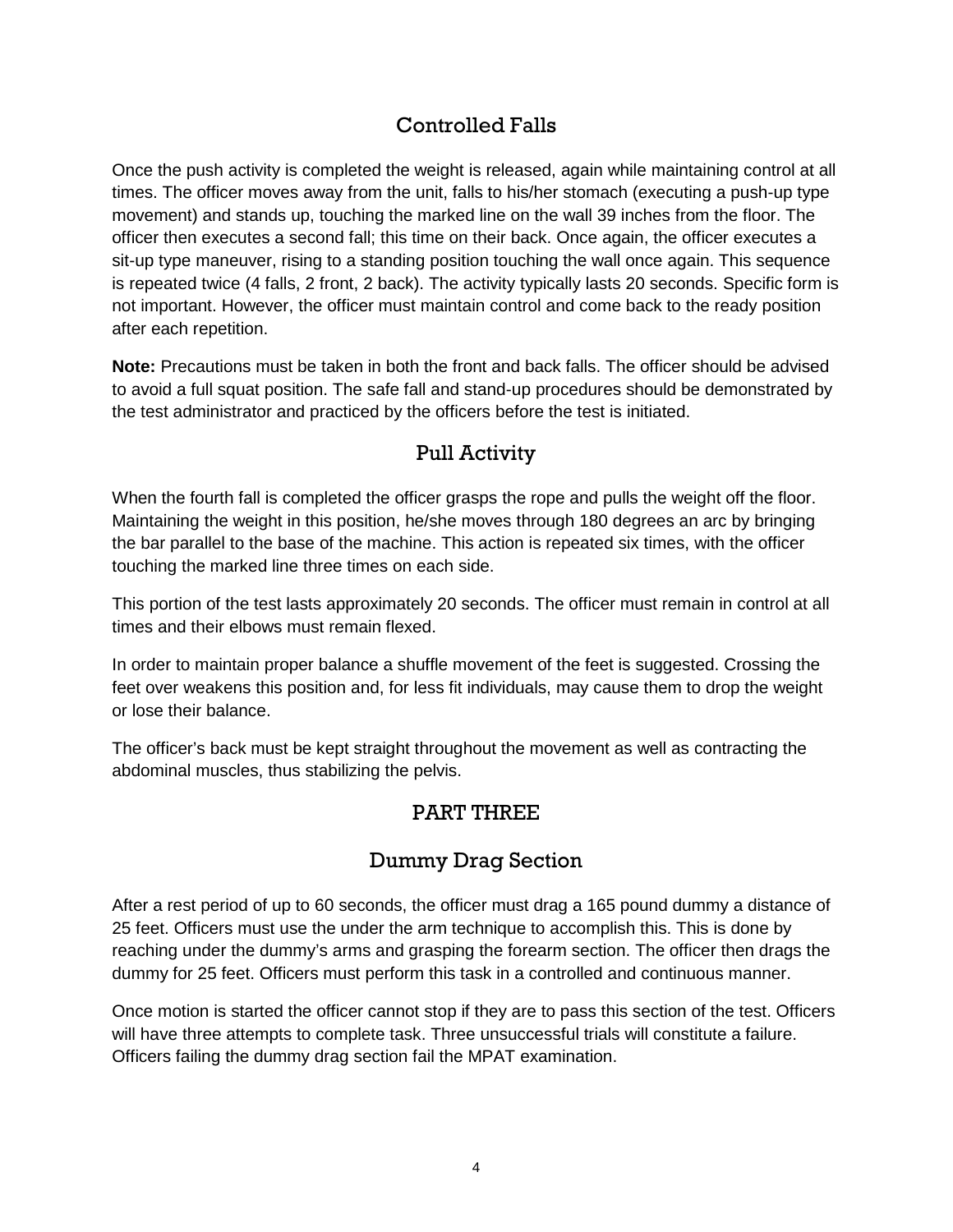## Controlled Falls

Once the push activity is completed the weight is released, again while maintaining control at all times. The officer moves away from the unit, falls to his/her stomach (executing a push-up type movement) and stands up, touching the marked line on the wall 39 inches from the floor. The officer then executes a second fall; this time on their back. Once again, the officer executes a sit-up type maneuver, rising to a standing position touching the wall once again. This sequence is repeated twice (4 falls, 2 front, 2 back). The activity typically lasts 20 seconds. Specific form is not important. However, the officer must maintain control and come back to the ready position after each repetition.

**Note:** Precautions must be taken in both the front and back falls. The officer should be advised to avoid a full squat position. The safe fall and stand-up procedures should be demonstrated by the test administrator and practiced by the officers before the test is initiated.

## Pull Activity

When the fourth fall is completed the officer grasps the rope and pulls the weight off the floor. Maintaining the weight in this position, he/she moves through 180 degrees an arc by bringing the bar parallel to the base of the machine. This action is repeated six times, with the officer touching the marked line three times on each side.

This portion of the test lasts approximately 20 seconds. The officer must remain in control at all times and their elbows must remain flexed.

In order to maintain proper balance a shuffle movement of the feet is suggested. Crossing the feet over weakens this position and, for less fit individuals, may cause them to drop the weight or lose their balance.

The officer's back must be kept straight throughout the movement as well as contracting the abdominal muscles, thus stabilizing the pelvis.

# PART THREE

## Dummy Drag Section

After a rest period of up to 60 seconds, the officer must drag a 165 pound dummy a distance of 25 feet. Officers must use the under the arm technique to accomplish this. This is done by reaching under the dummy's arms and grasping the forearm section. The officer then drags the dummy for 25 feet. Officers must perform this task in a controlled and continuous manner.

Once motion is started the officer cannot stop if they are to pass this section of the test. Officers will have three attempts to complete task. Three unsuccessful trials will constitute a failure. Officers failing the dummy drag section fail the MPAT examination.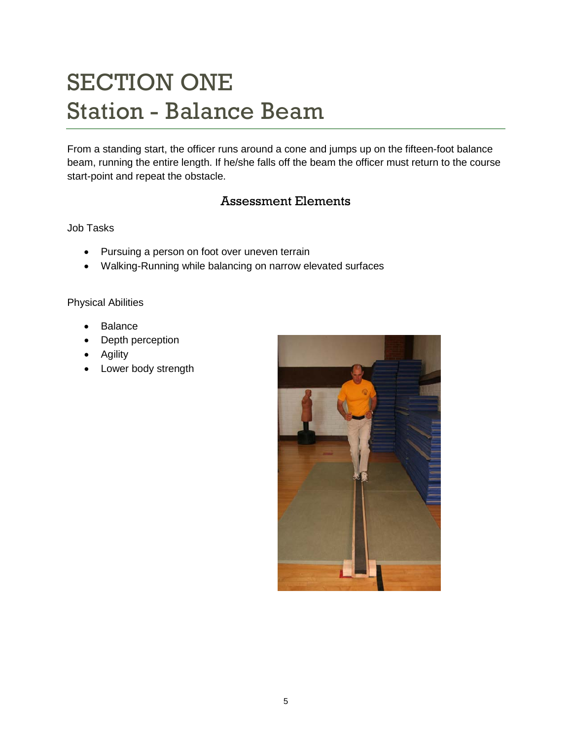# SECTION ONE
# Station - Balance Beam

From a standing start, the officer runs around a cone and jumps up on the fifteen-foot balance beam, running the entire length. If he/she falls off the beam the officer must return to the course start-point and repeat the obstacle.

## Assessment Elements

Job Tasks

- Pursuing a person on foot over uneven terrain
- Walking-Running while balancing on narrow elevated surfaces

Physical Abilities

- Balance
- Depth perception
- Agility
- Lower body strength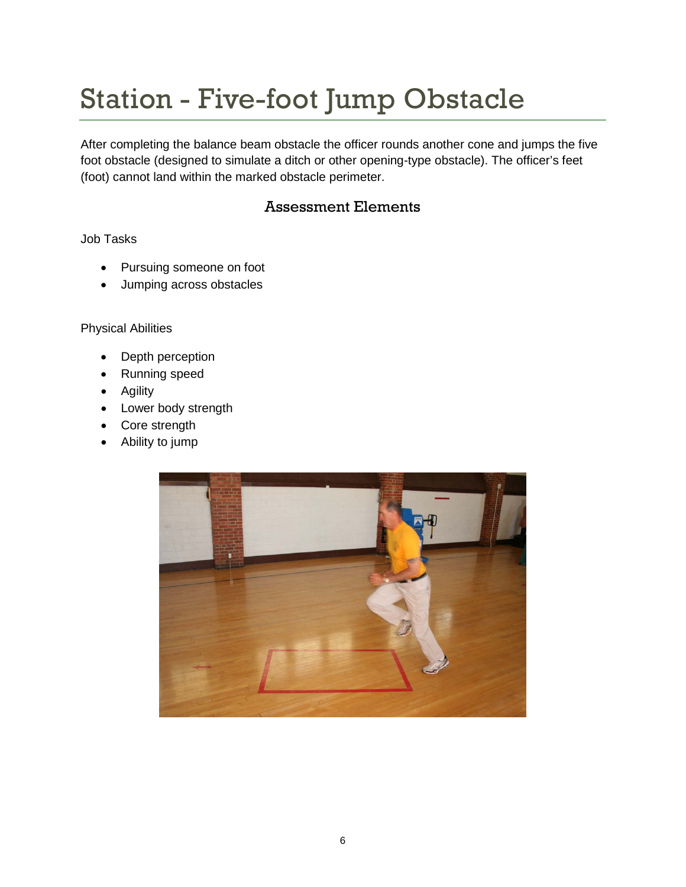# Station - Five-foot Jump Obstacle

After completing the balance beam obstacle the officer rounds another cone and jumps the five foot obstacle (designed to simulate a ditch or other opening-type obstacle). The officer's feet (foot) cannot land within the marked obstacle perimeter.

## Assessment Elements

Job Tasks

- Pursuing someone on foot
- Jumping across obstacles

Physical Abilities

- Depth perception
- Running speed
- Agility
- Lower body strength
- Core strength
- Ability to jump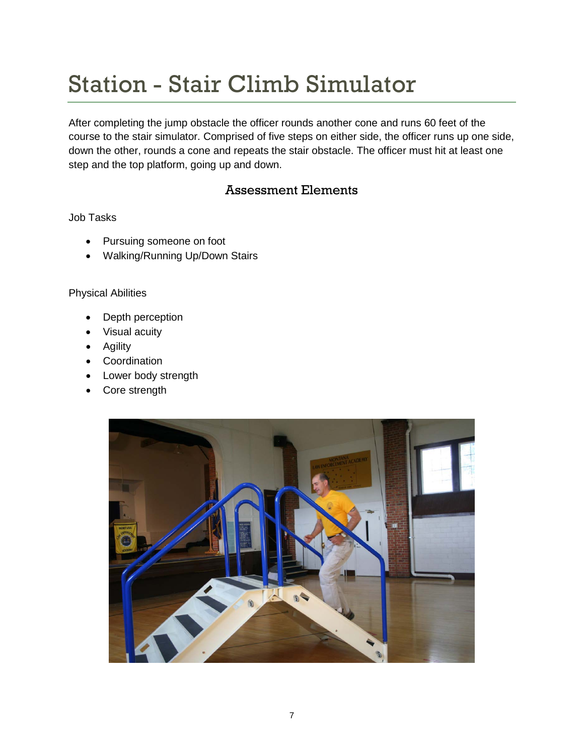# Station - Stair Climb Simulator

After completing the jump obstacle the officer rounds another cone and runs 60 feet of the course to the stair simulator. Comprised of five steps on either side, the officer runs up one side, down the other, rounds a cone and repeats the stair obstacle. The officer must hit at least one step and the top platform, going up and down.

## Assessment Elements

Job Tasks

- Pursuing someone on foot
- Walking/Running Up/Down Stairs

Physical Abilities

- Depth perception
- Visual acuity
- Agility
- Coordination
- Lower body strength
- Core strength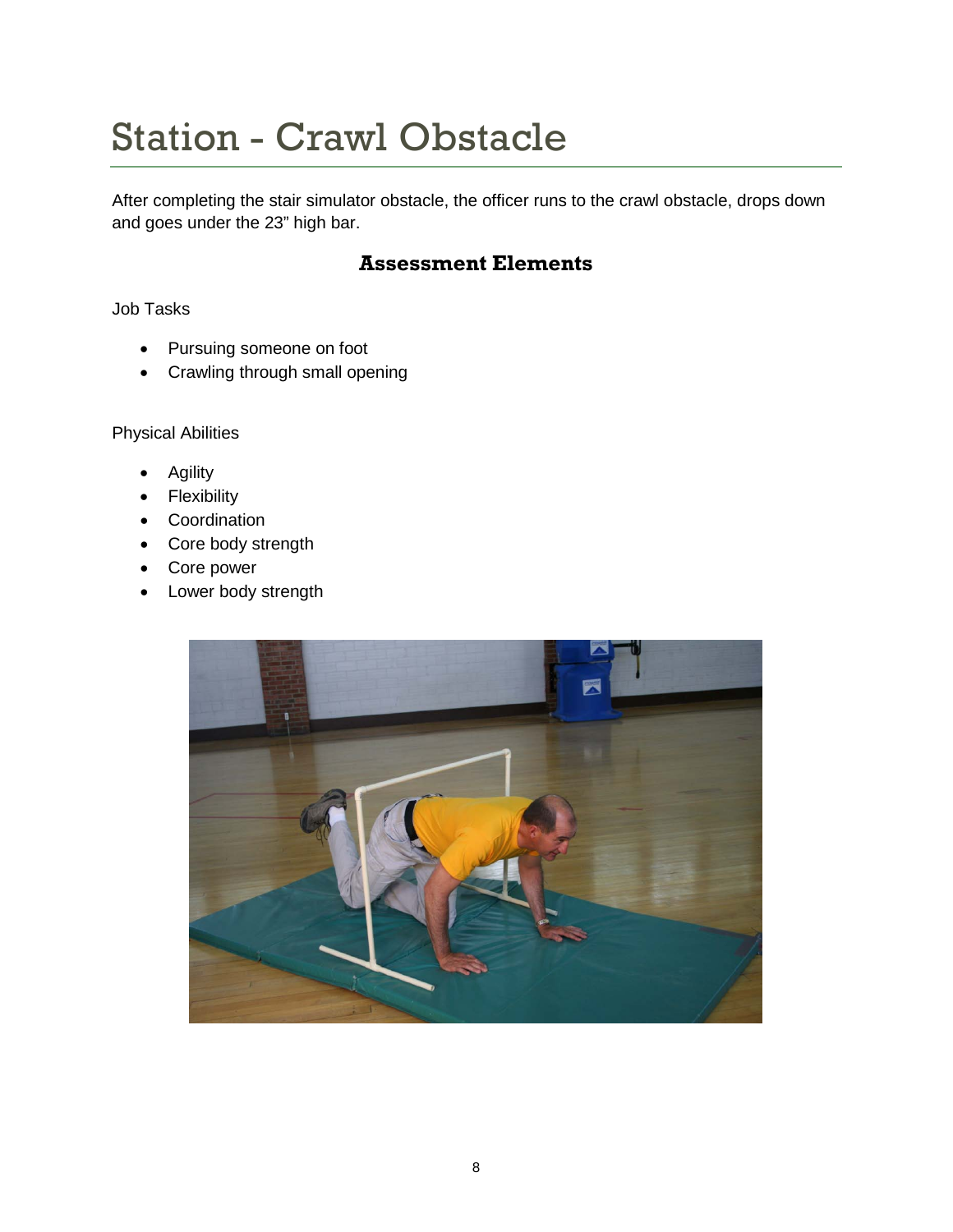# Station - Crawl Obstacle

After completing the stair simulator obstacle, the officer runs to the crawl obstacle, drops down and goes under the 23" high bar.

### Assessment Elements

Job Tasks

- Pursuing someone on foot
- Crawling through small opening

Physical Abilities

- Agility
- Flexibility
- Coordination
- Core body strength
- Core power
- Lower body strength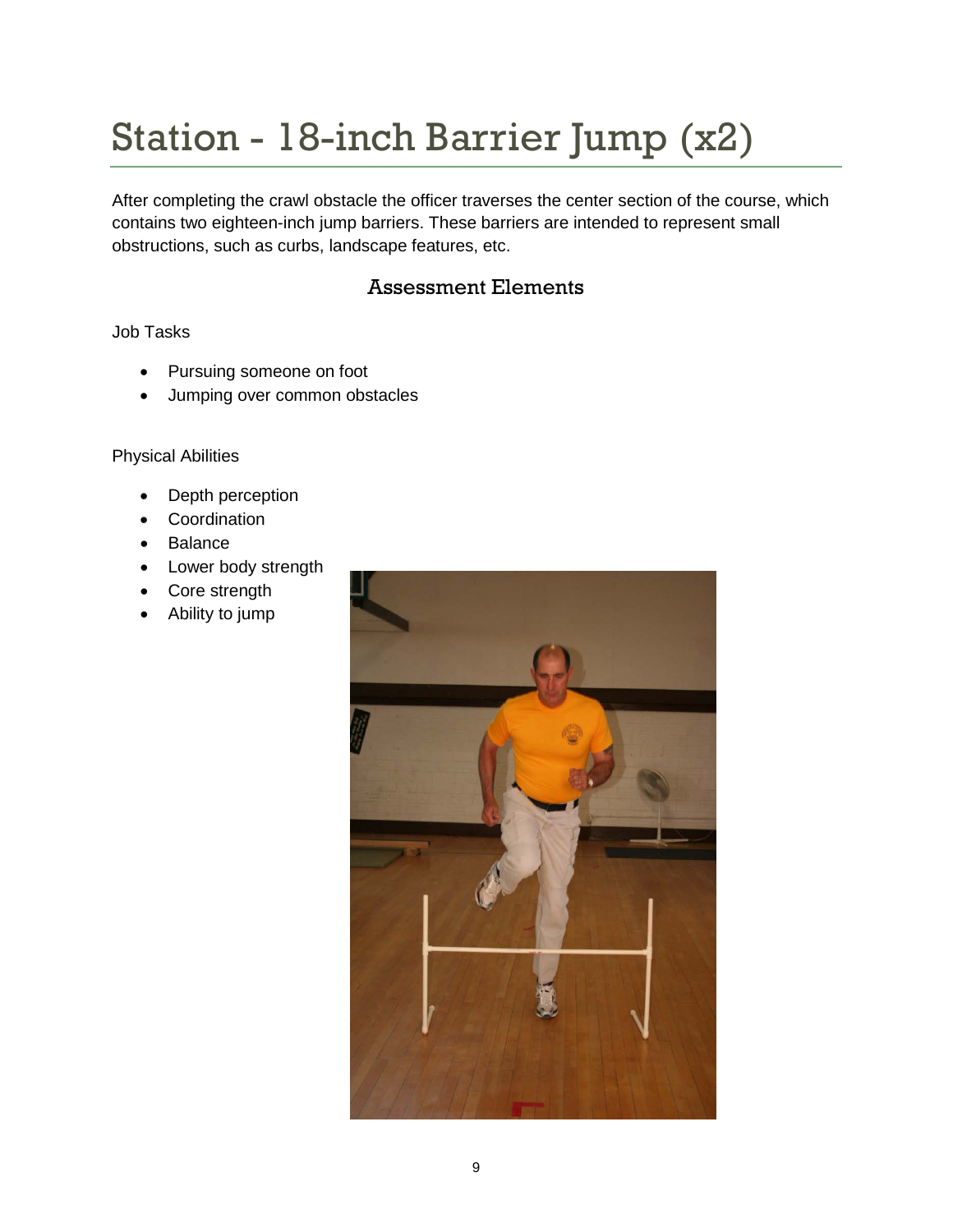# Station - 18-inch Barrier Jump (x2)

After completing the crawl obstacle the officer traverses the center section of the course, which contains two eighteen-inch jump barriers. These barriers are intended to represent small obstructions, such as curbs, landscape features, etc.

## Assessment Elements

Job Tasks

- Pursuing someone on foot
- Jumping over common obstacles

Physical Abilities

- Depth perception
- Coordination
- Balance
- Lower body strength
- Core strength
- Ability to jump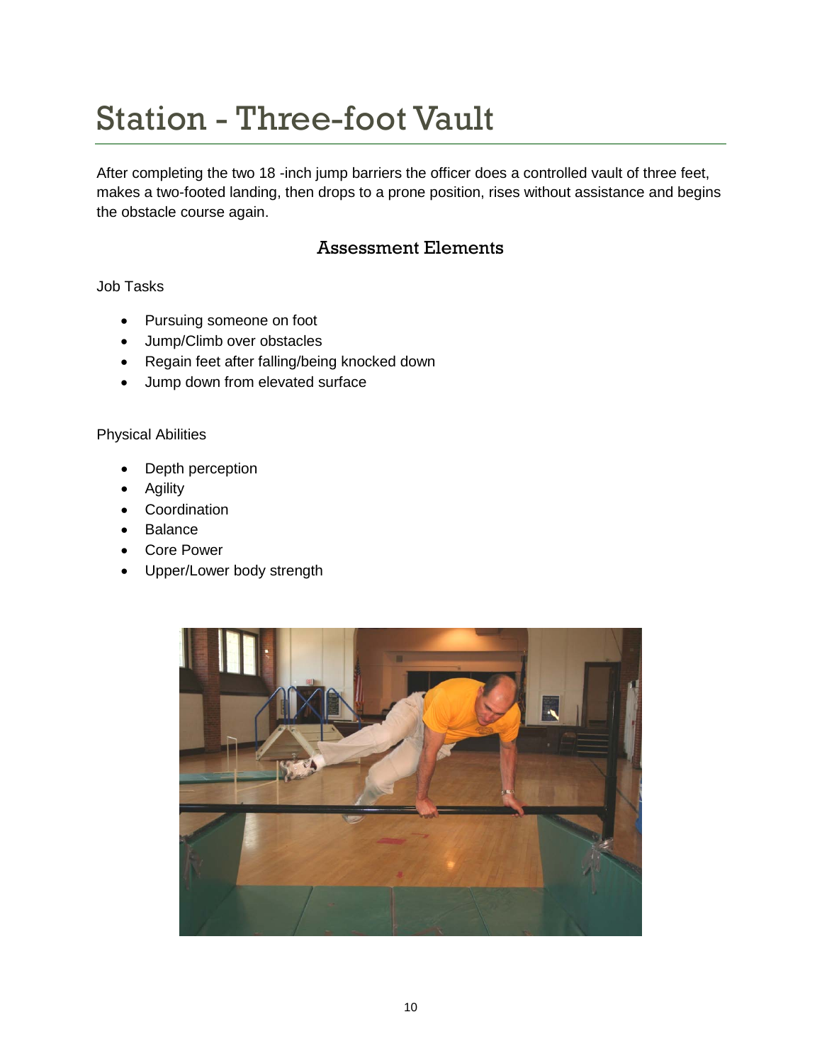# Station - Three-foot Vault

After completing the two 18 -inch jump barriers the officer does a controlled vault of three feet, makes a two-footed landing, then drops to a prone position, rises without assistance and begins the obstacle course again.

## Assessment Elements

Job Tasks

- Pursuing someone on foot
- Jump/Climb over obstacles
- Regain feet after falling/being knocked down
- Jump down from elevated surface

Physical Abilities

- Depth perception
- Agility
- Coordination
- Balance
- Core Power
- Upper/Lower body strength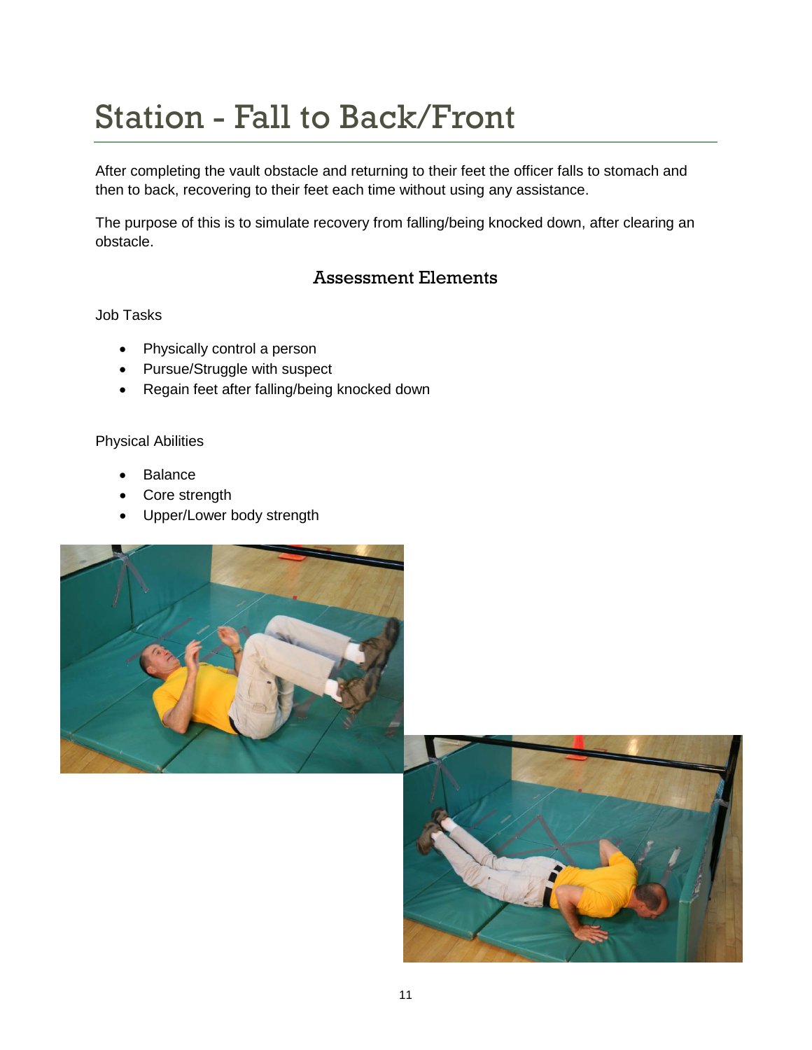# Station - Fall to Back/Front

After completing the vault obstacle and returning to their feet the officer falls to stomach and then to back, recovering to their feet each time without using any assistance.

The purpose of this is to simulate recovery from falling/being knocked down, after clearing an obstacle.

## Assessment Elements

Job Tasks

- Physically control a person
- Pursue/Struggle with suspect
- Regain feet after falling/being knocked down

Physical Abilities

- Balance
- Core strength
- Upper/Lower body strength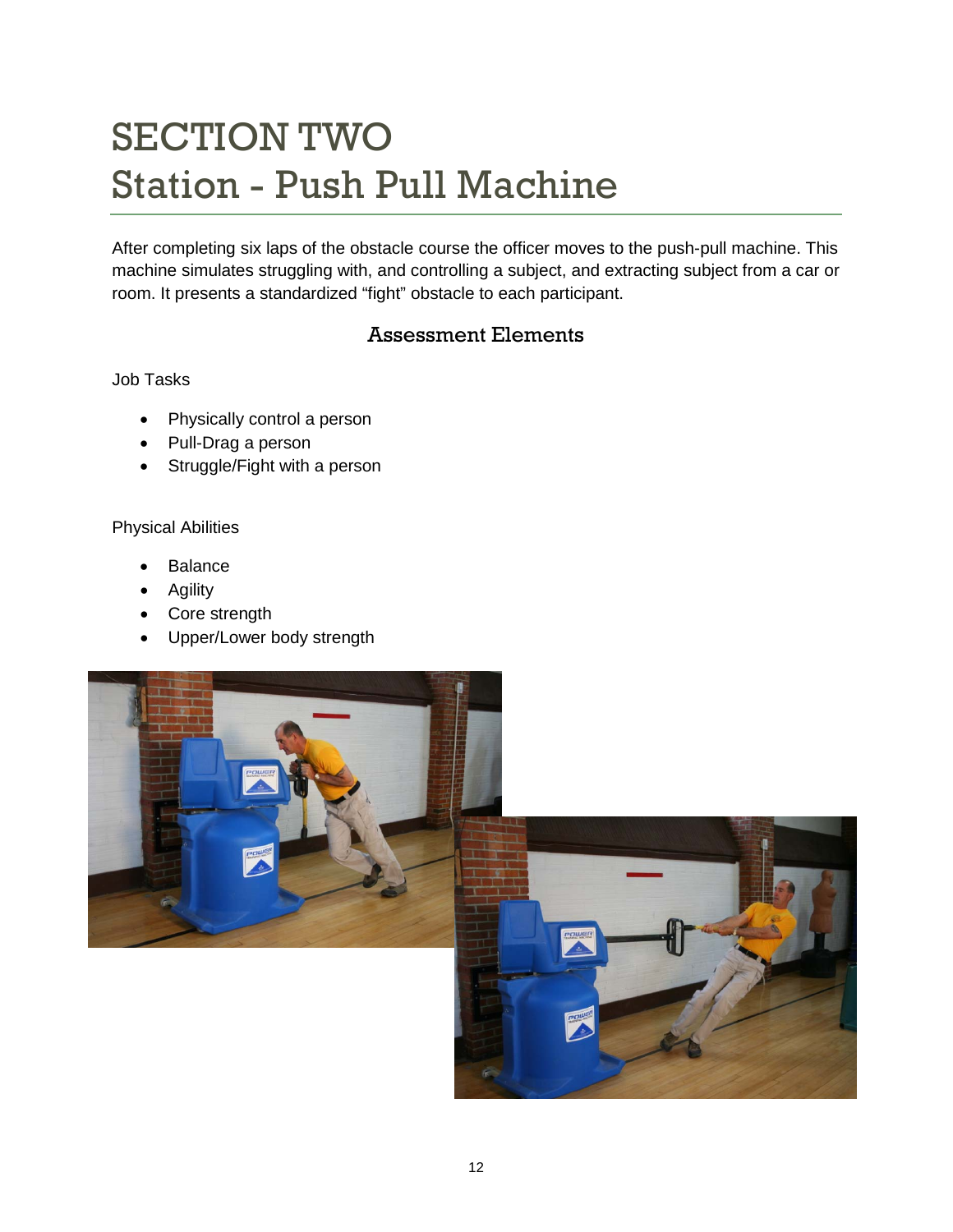# SECTION TWO
# Station - Push Pull Machine

After completing six laps of the obstacle course the officer moves to the push-pull machine. This machine simulates struggling with, and controlling a subject, and extracting subject from a car or room. It presents a standardized "fight" obstacle to each participant.

## Assessment Elements

Job Tasks

- Physically control a person
- Pull-Drag a person
- Struggle/Fight with a person

Physical Abilities

- Balance
- Agility
- Core strength
- Upper/Lower body strength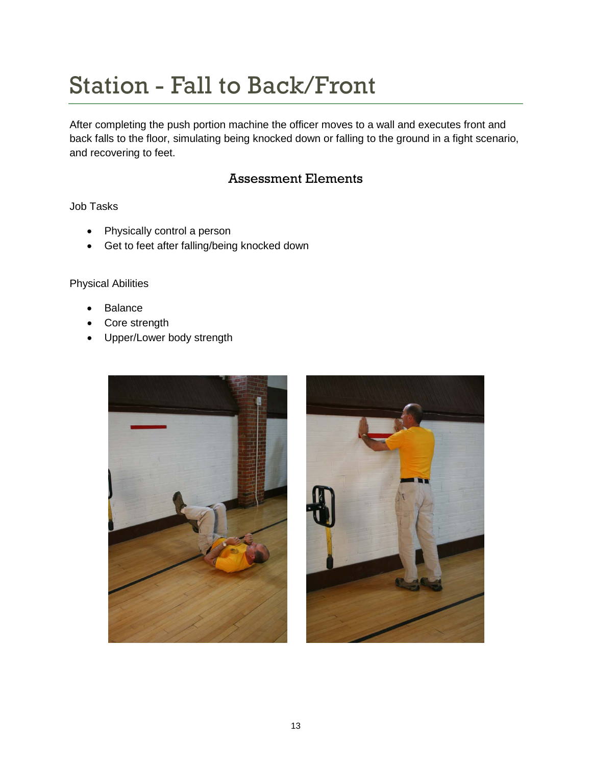# Station - Fall to Back/Front

After completing the push portion machine the officer moves to a wall and executes front and back falls to the floor, simulating being knocked down or falling to the ground in a fight scenario, and recovering to feet.

## Assessment Elements

Job Tasks

- Physically control a person
- Get to feet after falling/being knocked down

Physical Abilities

- Balance
- Core strength
- Upper/Lower body strength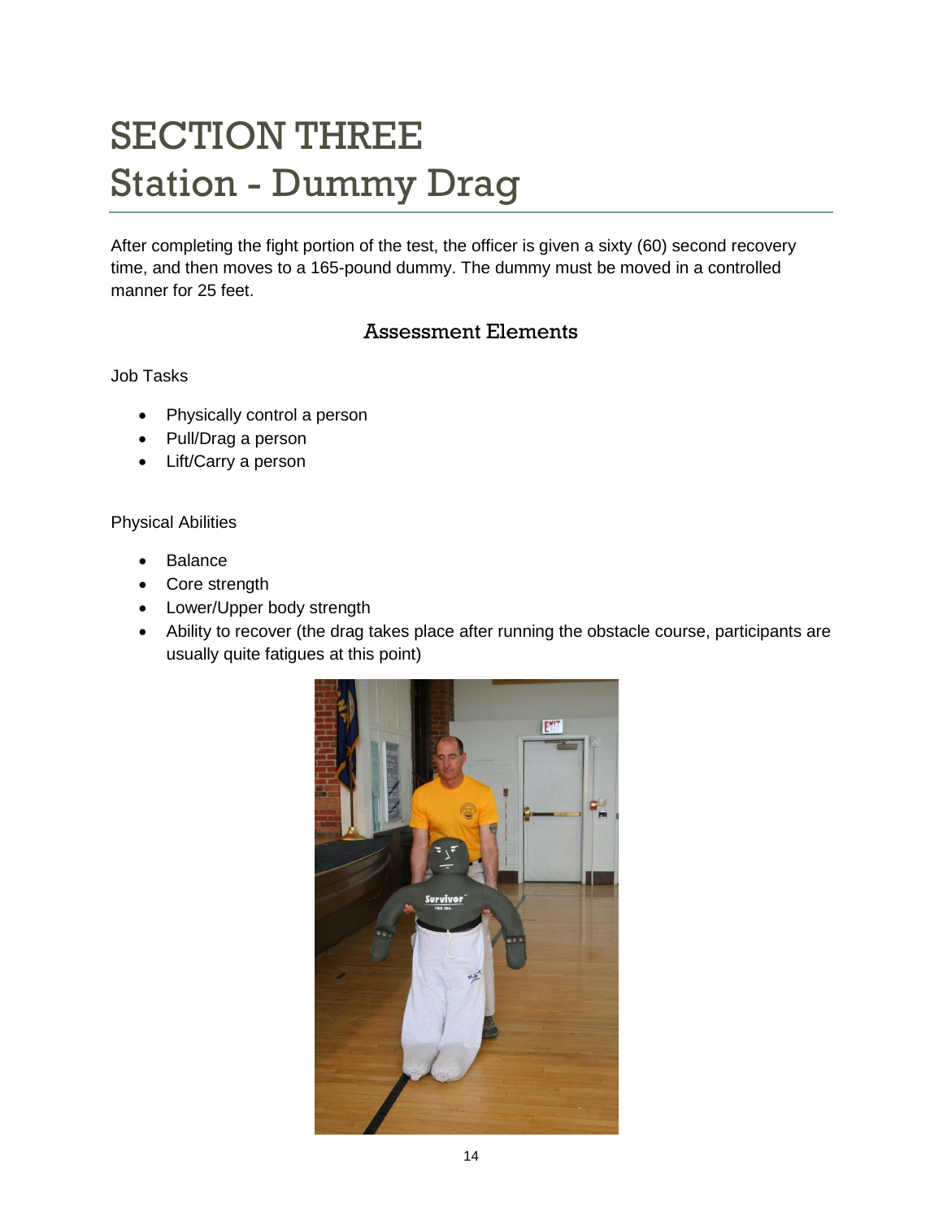# SECTION THREE
# Station - Dummy Drag

After completing the fight portion of the test, the officer is given a sixty (60) second recovery time, and then moves to a 165-pound dummy. The dummy must be moved in a controlled manner for 25 feet.

## Assessment Elements

Job Tasks

- Physically control a person
- Pull/Drag a person
- Lift/Carry a person

Physical Abilities

- Balance
- Core strength
- Lower/Upper body strength
- Ability to recover (the drag takes place after running the obstacle course, participants are usually quite fatigues at this point)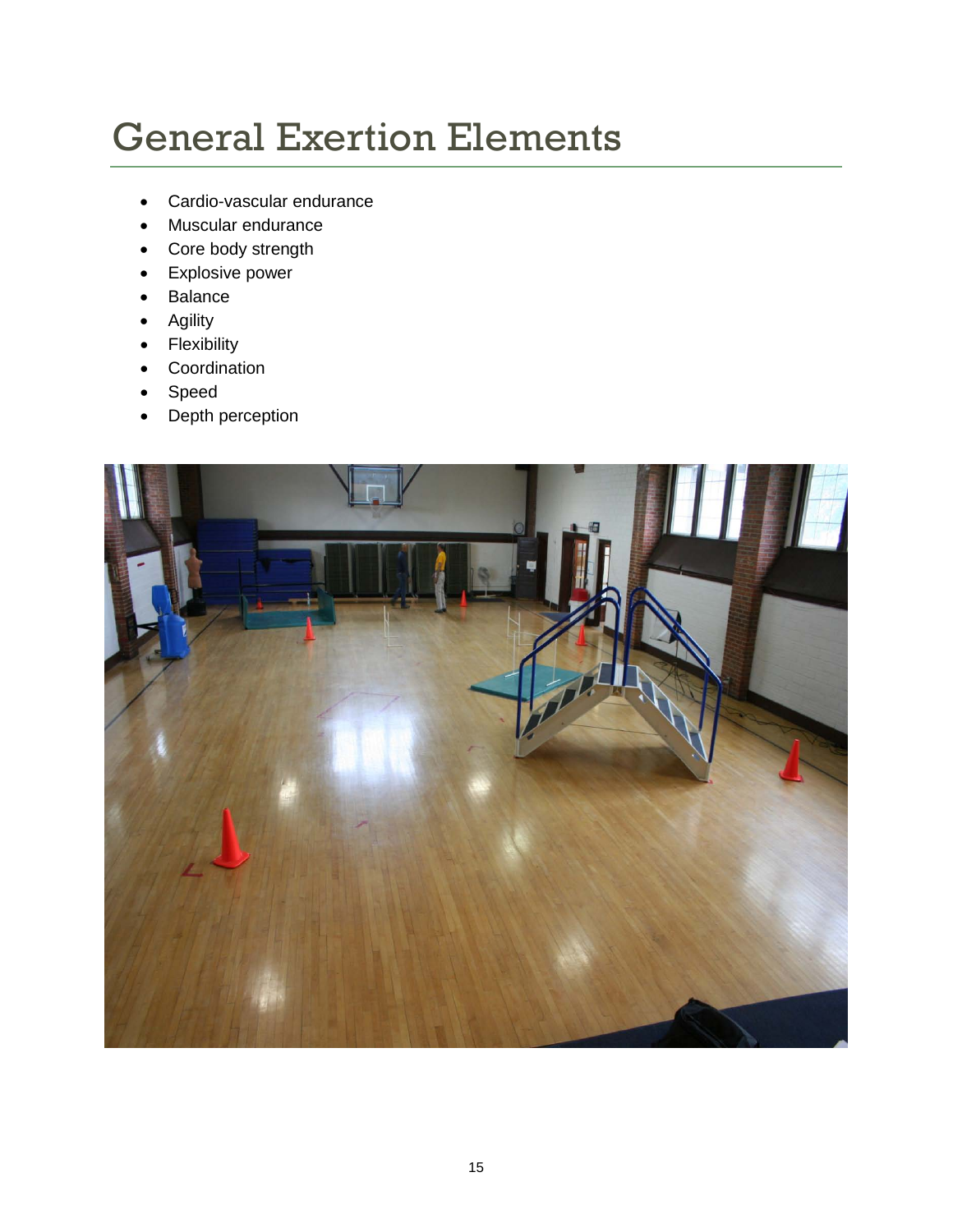# General Exertion Elements

- Cardio-vascular endurance
- Muscular endurance
- Core body strength
- Explosive power
- Balance
- Agility
- Flexibility
- Coordination
- Speed
- Depth perception